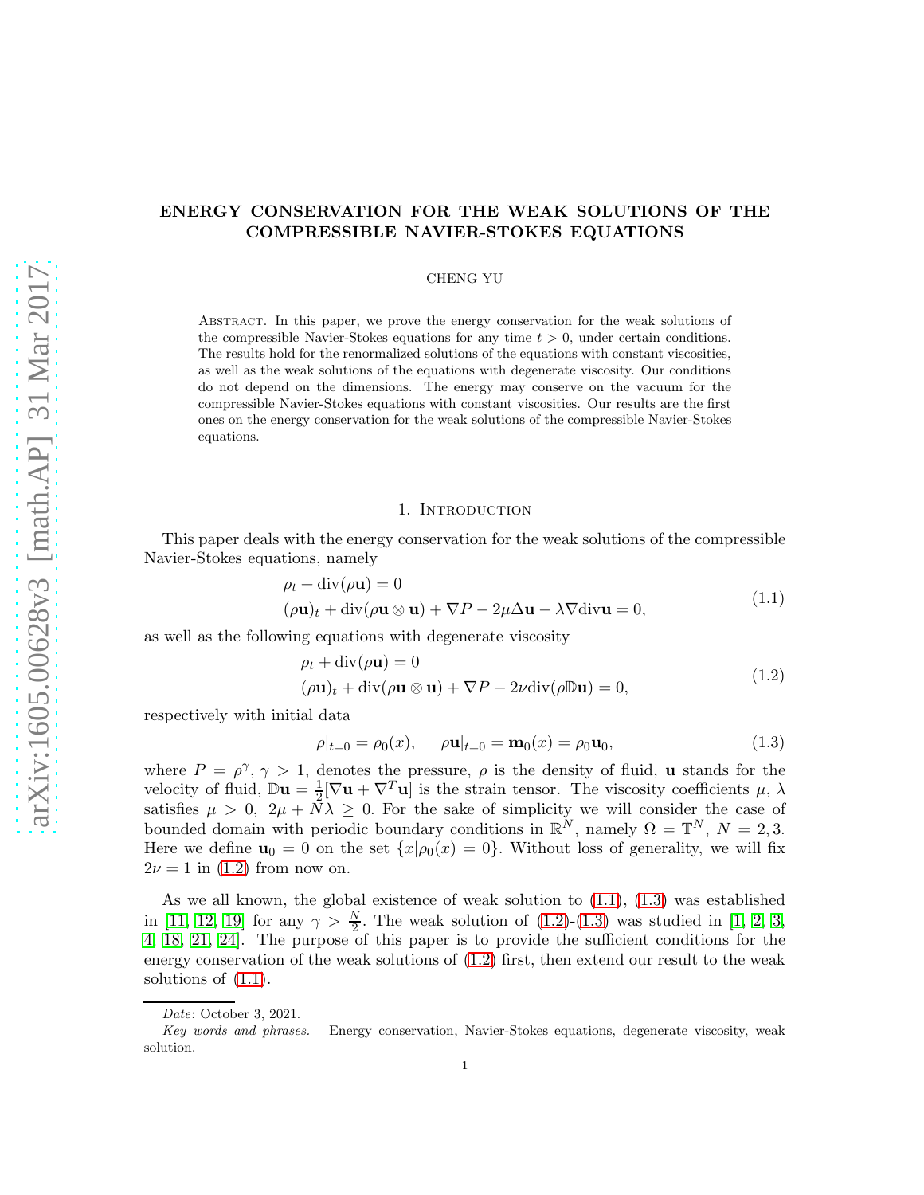# ENERGY CONSERVATION FOR THE WEAK SOLUTIONS OF THE COMPRESSIBLE NAVIER-STOKES EQUATIONS

CHENG YU

Abstract. In this paper, we prove the energy conservation for the weak solutions of the compressible Navier-Stokes equations for any time $t > 0$, under certain conditions. The results hold for the renormalized solutions of the equations with constant viscosities, as well as the weak solutions of the equations with degenerate viscosity. Our conditions do not depend on the dimensions. The energy may conserve on the vacuum for the compressible Navier-Stokes equations with constant viscosities. Our results are the first ones on the energy conservation for the weak solutions of the compressible Navier-Stokes equations.

## 1. Introduction

This paper deals with the energy conservation for the weak solutions of the compressible Navier-Stokes equations, namely

$$
\begin{aligned}
&\rho_t + \operatorname{div}(\rho \mathbf{u}) = 0 \\
&(\rho \mathbf{u})_t + \operatorname{div}(\rho \mathbf{u} \otimes \mathbf{u}) + \nabla P - 2\mu \Delta \mathbf{u} - \lambda \nabla \operatorname{div} \mathbf{u} = 0,
\end{aligned}
\tag{1.1}
$$

as well as the following equations with degenerate viscosity

$$
\begin{aligned}
&\rho_t + \operatorname{div}(\rho \mathbf{u}) = 0 \\
&(\rho \mathbf{u})_t + \operatorname{div}(\rho \mathbf{u} \otimes \mathbf{u}) + \nabla P - 2\nu \operatorname{div}(\rho \mathbb{D} \mathbf{u}) = 0,
\end{aligned}
\tag{1.2}
$$

respectively with initial data

$$
\rho|_{t=0} = \rho_0(x), \qquad \rho \mathbf{u}|_{t=0} = \mathbf{m}_0(x) = \rho_0 \mathbf{u}_0,
\tag{1.3}
$$

where $P = \rho^\gamma$, $\gamma > 1$, denotes the pressure, $\rho$ is the density of fluid, $\mathbf{u}$ stands for the velocity of fluid, $\mathbb{D}\mathbf{u} = \frac{1}{2}[\nabla \mathbf{u} + \nabla^T \mathbf{u}]$ is the strain tensor. The viscosity coefficients $\mu$, $\lambda$ satisfies $\mu > 0$, $2\mu + N\lambda \geq 0$. For the sake of simplicity we will consider the case of bounded domain with periodic boundary conditions in $\mathbb{R}^N$, namely $\Omega = \mathbb{T}^N$, $N = 2, 3$. Here we define $\mathbf{u}_0 = 0$ on the set $\{x | \rho_0(x) = 0\}$. Without loss of generality, we will fix $2\nu = 1$ in (1.2) from now on.

As we all known, the global existence of weak solution to (1.1), (1.3) was established in [11, 12, 19] for any $\gamma > \frac{N}{2}$. The weak solution of (1.2)-(1.3) was studied in [1, 2, 3, 4, 18, 21, 24]. The purpose of this paper is to provide the sufficient conditions for the energy conservation of the weak solutions of (1.2) first, then extend our result to the weak solutions of (1.1).

*Date*: October 3, 2021.

*Key words and phrases.* Energy conservation, Navier-Stokes equations, degenerate viscosity, weak solution.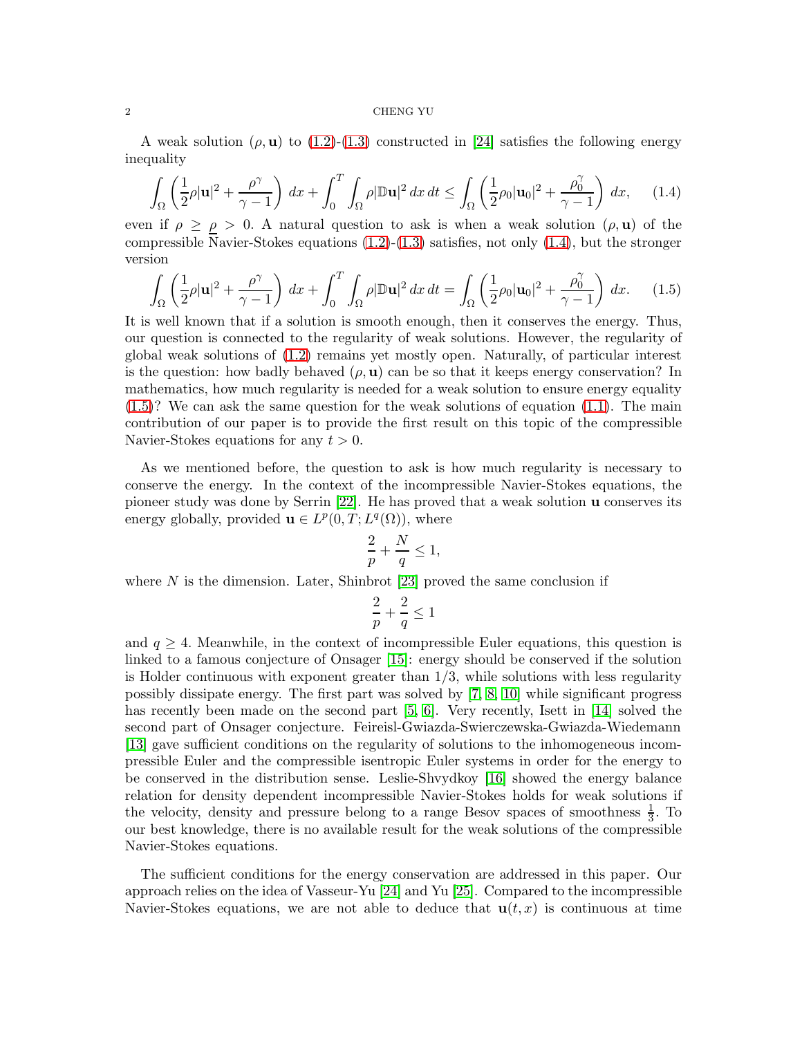A weak solution $(\rho, \mathbf{u})$ to (1.2)-(1.3) constructed in [24] satisfies the following energy inequality

$$\int_\Omega \left(\frac{1}{2}\rho|\mathbf{u}|^2 + \frac{\rho^\gamma}{\gamma-1}\right)\,dx + \int_0^T\int_\Omega \rho|\mathbb{D}\mathbf{u}|^2\,dx\,dt \le \int_\Omega \left(\frac{1}{2}\rho_0|\mathbf{u}_0|^2 + \frac{\rho_0^\gamma}{\gamma-1}\right)\,dx, \tag{1.4}$$

even if $\rho \ge \underline{\rho} > 0$. A natural question to ask is when a weak solution $(\rho, \mathbf{u})$ of the compressible Navier-Stokes equations (1.2)-(1.3) satisfies, not only (1.4), but the stronger version

$$\int_\Omega \left(\frac{1}{2}\rho|\mathbf{u}|^2 + \frac{\rho^\gamma}{\gamma-1}\right)\,dx + \int_0^T\int_\Omega \rho|\mathbb{D}\mathbf{u}|^2\,dx\,dt = \int_\Omega \left(\frac{1}{2}\rho_0|\mathbf{u}_0|^2 + \frac{\rho_0^\gamma}{\gamma-1}\right)\,dx. \tag{1.5}$$

It is well known that if a solution is smooth enough, then it conserves the energy. Thus, our question is connected to the regularity of weak solutions. However, the regularity of global weak solutions of (1.2) remains yet mostly open. Naturally, of particular interest is the question: how badly behaved $(\rho, \mathbf{u})$ can be so that it keeps energy conservation? In mathematics, how much regularity is needed for a weak solution to ensure energy equality (1.5)? We can ask the same question for the weak solutions of equation (1.1). The main contribution of our paper is to provide the first result on this topic of the compressible Navier-Stokes equations for any $t > 0$.

As we mentioned before, the question to ask is how much regularity is necessary to conserve the energy. In the context of the incompressible Navier-Stokes equations, the pioneer study was done by Serrin [22]. He has proved that a weak solution $\mathbf{u}$ conserves its energy globally, provided $\mathbf{u} \in L^p(0,T;L^q(\Omega))$, where

$$\frac{2}{p} + \frac{N}{q} \le 1,$$

where $N$ is the dimension. Later, Shinbrot [23] proved the same conclusion if

$$\frac{2}{p} + \frac{2}{q} \le 1$$

and $q \ge 4$. Meanwhile, in the context of incompressible Euler equations, this question is linked to a famous conjecture of Onsager [15]: energy should be conserved if the solution is Holder continuous with exponent greater than $1/3$, while solutions with less regularity possibly dissipate energy. The first part was solved by [7, 8, 10] while significant progress has recently been made on the second part [5, 6]. Very recently, Isett in [14] solved the second part of Onsager conjecture. Feireisl-Gwiazda-Swierczewska-Gwiazda-Wiedemann [13] gave sufficient conditions on the regularity of solutions to the inhomogeneous incompressible Euler and the compressible isentropic Euler systems in order for the energy to be conserved in the distribution sense. Leslie-Shvydkoy [16] showed the energy balance relation for density dependent incompressible Navier-Stokes holds for weak solutions if the velocity, density and pressure belong to a range Besov spaces of smoothness $\frac{1}{3}$. To our best knowledge, there is no available result for the weak solutions of the compressible Navier-Stokes equations.

The sufficient conditions for the energy conservation are addressed in this paper. Our approach relies on the idea of Vasseur-Yu [24] and Yu [25]. Compared to the incompressible Navier-Stokes equations, we are not able to deduce that $\mathbf{u}(t,x)$ is continuous at time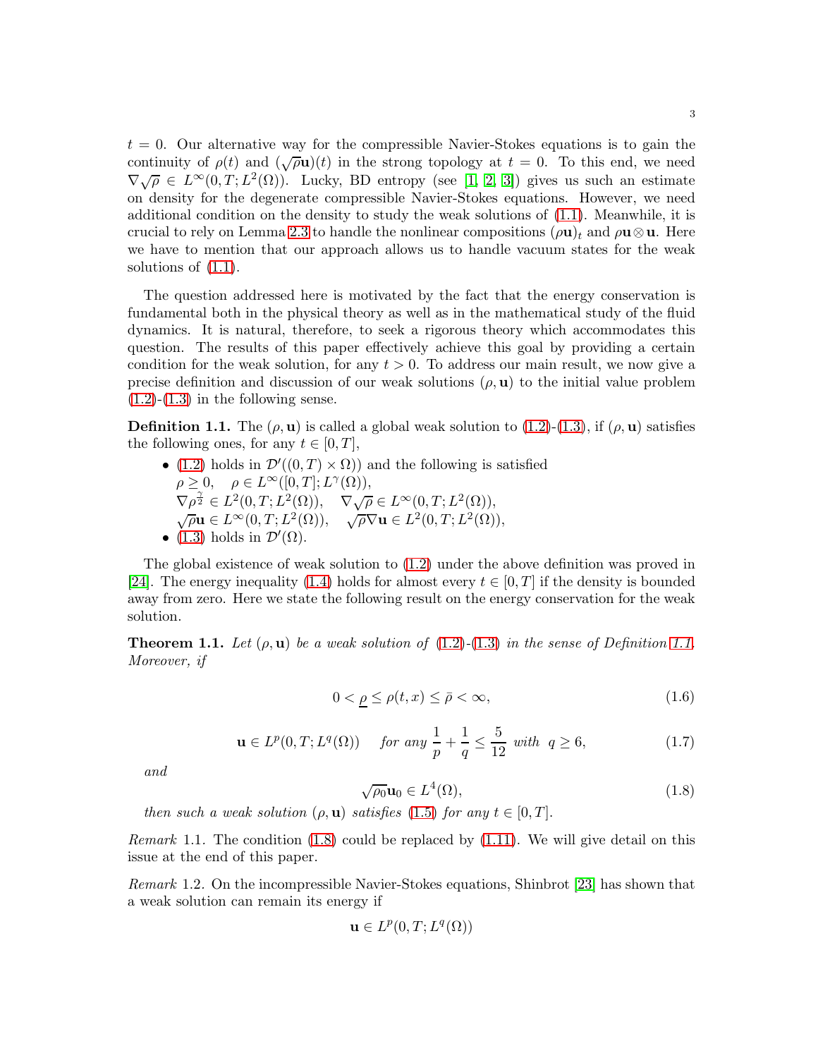$t = 0$. Our alternative way for the compressible Navier-Stokes equations is to gain the continuity of $\rho(t)$ and $(\sqrt{\rho}\mathbf{u})(t)$ in the strong topology at $t = 0$. To this end, we need $\nabla\sqrt{\rho} \in L^\infty(0,T; L^2(\Omega))$. Lucky, BD entropy (see [1, 2, 3]) gives us such an estimate on density for the degenerate compressible Navier-Stokes equations. However, we need additional condition on the density to study the weak solutions of (1.1). Meanwhile, it is crucial to rely on Lemma 2.3 to handle the nonlinear compositions $(\rho\mathbf{u})_t$ and $\rho\mathbf{u}\otimes\mathbf{u}$. Here we have to mention that our approach allows us to handle vacuum states for the weak solutions of (1.1).

The question addressed here is motivated by the fact that the energy conservation is fundamental both in the physical theory as well as in the mathematical study of the fluid dynamics. It is natural, therefore, to seek a rigorous theory which accommodates this question. The results of this paper effectively achieve this goal by providing a certain condition for the weak solution, for any $t > 0$. To address our main result, we now give a precise definition and discussion of our weak solutions $(\rho, \mathbf{u})$ to the initial value problem (1.2)-(1.3) in the following sense.

**Definition 1.1.** The $(\rho, \mathbf{u})$ is called a global weak solution to (1.2)-(1.3), if $(\rho, \mathbf{u})$ satisfies the following ones, for any $t \in [0, T]$,

- (1.2) holds in $\mathcal{D}'((0,T)\times\Omega))$ and the following is satisfied
  $\rho \geq 0, \quad \rho \in L^\infty([0,T]; L^\gamma(\Omega)),$
  $\nabla\rho^{\frac{\gamma}{2}} \in L^2(0,T; L^2(\Omega)), \quad \nabla\sqrt{\rho} \in L^\infty(0,T; L^2(\Omega)),$
  $\sqrt{\rho}\mathbf{u} \in L^\infty(0,T; L^2(\Omega)), \quad \sqrt{\rho}\nabla\mathbf{u} \in L^2(0,T; L^2(\Omega)),$
- (1.3) holds in $\mathcal{D}'(\Omega)$.

The global existence of weak solution to (1.2) under the above definition was proved in [24]. The energy inequality (1.4) holds for almost every $t \in [0, T]$ if the density is bounded away from zero. Here we state the following result on the energy conservation for the weak solution.

**Theorem 1.1.** *Let $(\rho, \mathbf{u})$ be a weak solution of (1.2)-(1.3) in the sense of Definition 1.1. Moreover, if*

$$0 < \underline{\rho} \leq \rho(t,x) \leq \bar{\rho} < \infty, \tag{1.6}$$

$$\mathbf{u} \in L^p(0,T; L^q(\Omega)) \quad \text{for any } \frac{1}{p} + \frac{1}{q} \leq \frac{5}{12} \text{ with } q \geq 6, \tag{1.7}$$

*and*

$$\sqrt{\rho_0}\mathbf{u}_0 \in L^4(\Omega), \tag{1.8}$$

*then such a weak solution $(\rho, \mathbf{u})$ satisfies (1.5) for any $t \in [0, T]$.*

*Remark* 1.1. The condition (1.8) could be replaced by (1.11). We will give detail on this issue at the end of this paper.

*Remark* 1.2. On the incompressible Navier-Stokes equations, Shinbrot [23] has shown that a weak solution can remain its energy if

$$\mathbf{u} \in L^p(0,T; L^q(\Omega))$$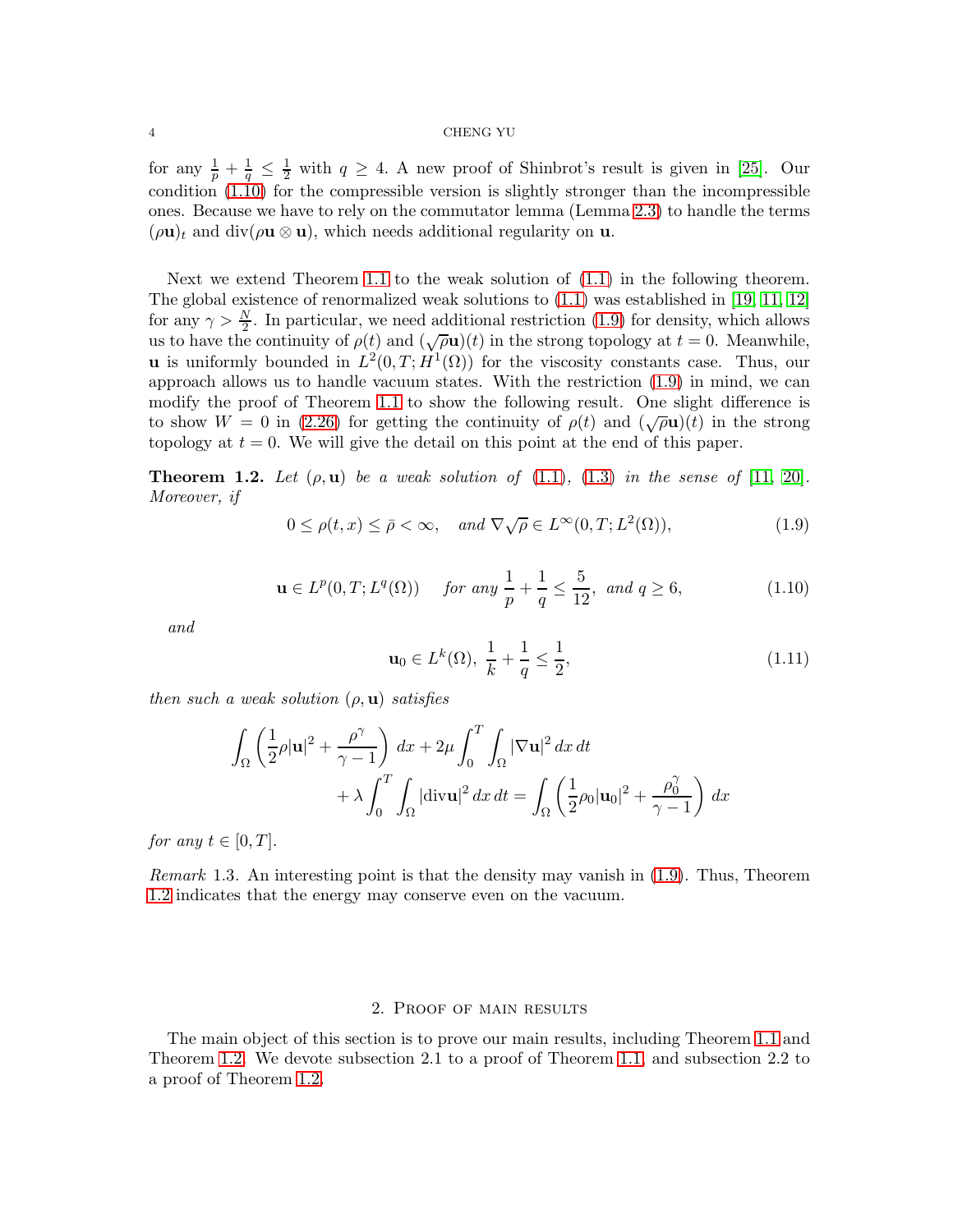for any $\frac{1}{p} + \frac{1}{q} \leq \frac{1}{2}$ with $q \geq 4$. A new proof of Shinbrot's result is given in [25]. Our condition (1.10) for the compressible version is slightly stronger than the incompressible ones. Because we have to rely on the commutator lemma (Lemma 2.3) to handle the terms $(\rho\mathbf{u})_t$ and $\operatorname{div}(\rho\mathbf{u}\otimes\mathbf{u})$, which needs additional regularity on $\mathbf{u}$.

Next we extend Theorem 1.1 to the weak solution of (1.1) in the following theorem. The global existence of renormalized weak solutions to (1.1) was established in [19, 11, 12] for any $\gamma > \frac{N}{2}$. In particular, we need additional restriction (1.9) for density, which allows us to have the continuity of $\rho(t)$ and $(\sqrt{\rho}\mathbf{u})(t)$ in the strong topology at $t = 0$. Meanwhile, $\mathbf{u}$ is uniformly bounded in $L^2(0, T; H^1(\Omega))$ for the viscosity constants case. Thus, our approach allows us to handle vacuum states. With the restriction (1.9) in mind, we can modify the proof of Theorem 1.1 to show the following result. One slight difference is to show $W = 0$ in (2.26) for getting the continuity of $\rho(t)$ and $(\sqrt{\rho}\mathbf{u})(t)$ in the strong topology at $t = 0$. We will give the detail on this point at the end of this paper.

**Theorem 1.2.** *Let $(\rho, \mathbf{u})$ be a weak solution of (1.1), (1.3) in the sense of [11, 20]. Moreover, if*

$$0 \leq \rho(t, x) \leq \bar{\rho} < \infty, \quad \text{and } \nabla\sqrt{\rho} \in L^\infty(0, T; L^2(\Omega)), \tag{1.9}$$

$$\mathbf{u} \in L^p(0, T; L^q(\Omega)) \quad \text{for any } \frac{1}{p} + \frac{1}{q} \leq \frac{5}{12}, \text{ and } q \geq 6, \tag{1.10}$$

*and*

$$\mathbf{u}_0 \in L^k(\Omega),\ \frac{1}{k} + \frac{1}{q} \leq \frac{1}{2}, \tag{1.11}$$

*then such a weak solution $(\rho, \mathbf{u})$ satisfies*

$$\int_\Omega \left(\frac{1}{2}\rho|\mathbf{u}|^2 + \frac{\rho^\gamma}{\gamma - 1}\right) dx + 2\mu \int_0^T \int_\Omega |\nabla\mathbf{u}|^2 \, dx \, dt + \lambda \int_0^T \int_\Omega |\operatorname{div}\mathbf{u}|^2 \, dx \, dt = \int_\Omega \left(\frac{1}{2}\rho_0|\mathbf{u}_0|^2 + \frac{\rho_0^\gamma}{\gamma - 1}\right) dx$$

*for any $t \in [0, T]$.*

*Remark* 1.3. An interesting point is that the density may vanish in (1.9). Thus, Theorem 1.2 indicates that the energy may conserve even on the vacuum.

## 2. Proof of main results

The main object of this section is to prove our main results, including Theorem 1.1 and Theorem 1.2. We devote subsection 2.1 to a proof of Theorem 1.1, and subsection 2.2 to a proof of Theorem 1.2.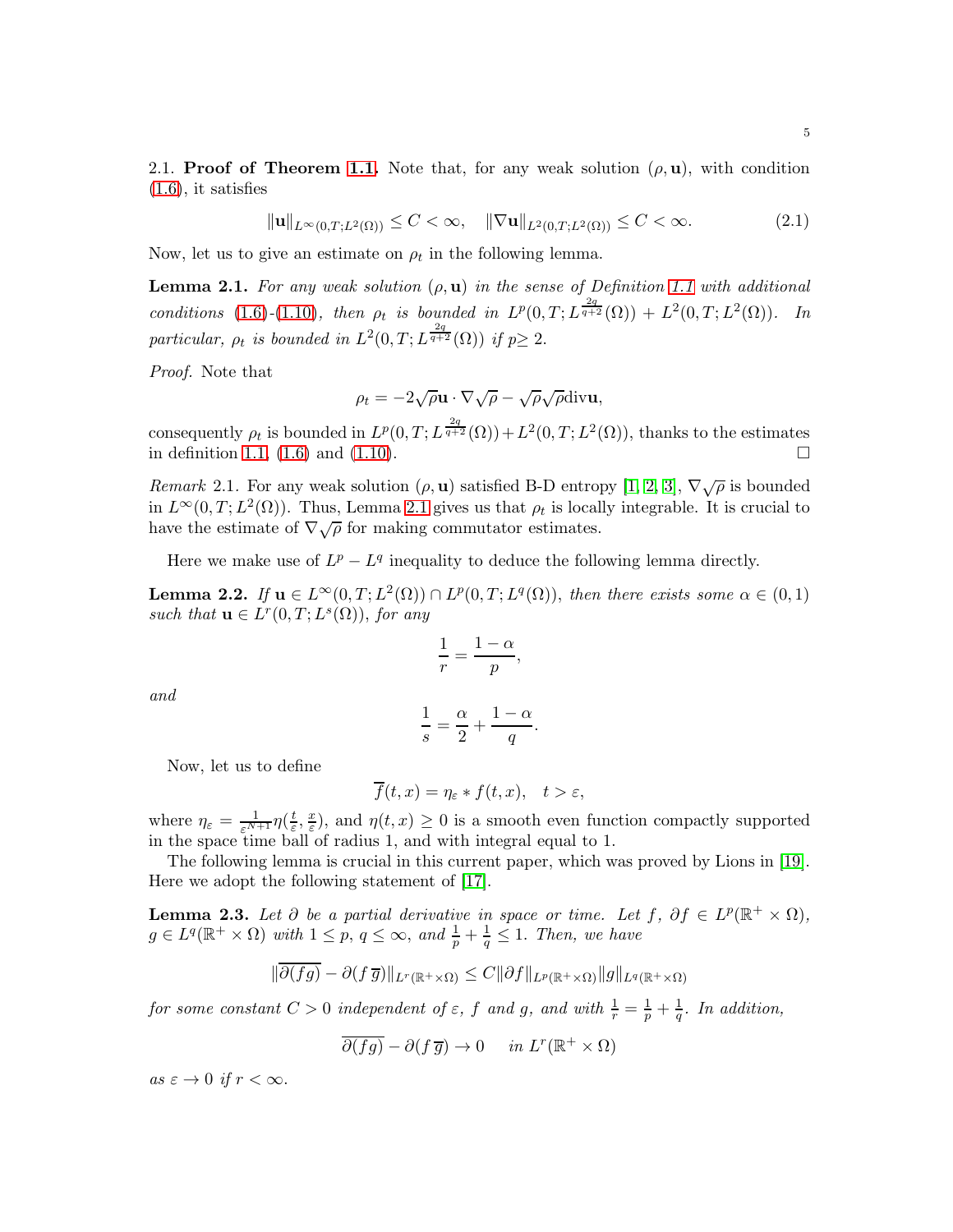2.1. **Proof of Theorem 1.1.** Note that, for any weak solution $(\rho, \mathbf{u})$, with condition (1.6), it satisfies

$$\|\mathbf{u}\|_{L^\infty(0,T;L^2(\Omega))} \leq C < \infty, \quad \|\nabla \mathbf{u}\|_{L^2(0,T;L^2(\Omega))} \leq C < \infty. \tag{2.1}$$

Now, let us to give an estimate on $\rho_t$ in the following lemma.

**Lemma 2.1.** *For any weak solution $(\rho, \mathbf{u})$ in the sense of Definition 1.1 with additional conditions (1.6)-(1.10), then $\rho_t$ is bounded in $L^p(0,T;L^{\frac{2q}{q+2}}(\Omega)) + L^2(0,T;L^2(\Omega))$. In particular, $\rho_t$ is bounded in $L^2(0,T;L^{\frac{2q}{q+2}}(\Omega))$ if $p \geq 2$.*

*Proof.* Note that

$$\rho_t = -2\sqrt{\rho}\mathbf{u} \cdot \nabla\sqrt{\rho} - \sqrt{\rho}\sqrt{\rho}\mathrm{div}\mathbf{u},$$

consequently $\rho_t$ is bounded in $L^p(0,T;L^{\frac{2q}{q+2}}(\Omega)) + L^2(0,T;L^2(\Omega))$, thanks to the estimates in definition 1.1, (1.6) and (1.10). □

*Remark* 2.1. For any weak solution $(\rho, \mathbf{u})$ satisfied B-D entropy [1, 2, 3], $\nabla\sqrt{\rho}$ is bounded in $L^\infty(0,T;L^2(\Omega))$. Thus, Lemma 2.1 gives us that $\rho_t$ is locally integrable. It is crucial to have the estimate of $\nabla\sqrt{\rho}$ for making commutator estimates.

Here we make use of $L^p - L^q$ inequality to deduce the following lemma directly.

**Lemma 2.2.** *If $\mathbf{u} \in L^\infty(0,T;L^2(\Omega)) \cap L^p(0,T;L^q(\Omega))$, then there exists some $\alpha \in (0,1)$ such that $\mathbf{u} \in L^r(0,T;L^s(\Omega))$, for any*

$$\frac{1}{r} = \frac{1-\alpha}{p},$$

*and*

$$\frac{1}{s} = \frac{\alpha}{2} + \frac{1-\alpha}{q}.$$

Now, let us to define

$$\overline{f}(t,x) = \eta_\varepsilon * f(t,x), \quad t > \varepsilon,$$

where $\eta_\varepsilon = \frac{1}{\varepsilon^{N+1}}\eta(\frac{t}{\varepsilon}, \frac{x}{\varepsilon})$, and $\eta(t,x) \geq 0$ is a smooth even function compactly supported in the space time ball of radius 1, and with integral equal to 1.

The following lemma is crucial in this current paper, which was proved by Lions in [19]. Here we adopt the following statement of [17].

**Lemma 2.3.** *Let $\partial$ be a partial derivative in space or time. Let $f$, $\partial f \in L^p(\mathbb{R}^+ \times \Omega)$, $g \in L^q(\mathbb{R}^+ \times \Omega)$ with $1 \leq p, q \leq \infty$, and $\frac{1}{p} + \frac{1}{q} \leq 1$. Then, we have*

$$\|\overline{\partial(fg)} - \partial(f\,\overline{g})\|_{L^r(\mathbb{R}^+ \times \Omega)} \leq C\|\partial f\|_{L^p(\mathbb{R}^+ \times \Omega)}\|g\|_{L^q(\mathbb{R}^+ \times \Omega)}$$

*for some constant $C > 0$ independent of $\varepsilon$, $f$ and $g$, and with $\frac{1}{r} = \frac{1}{p} + \frac{1}{q}$. In addition,*

$$\overline{\partial(fg)} - \partial(f\,\overline{g}) \to 0 \quad \text{in } L^r(\mathbb{R}^+ \times \Omega)$$

*as $\varepsilon \to 0$ if $r < \infty$.*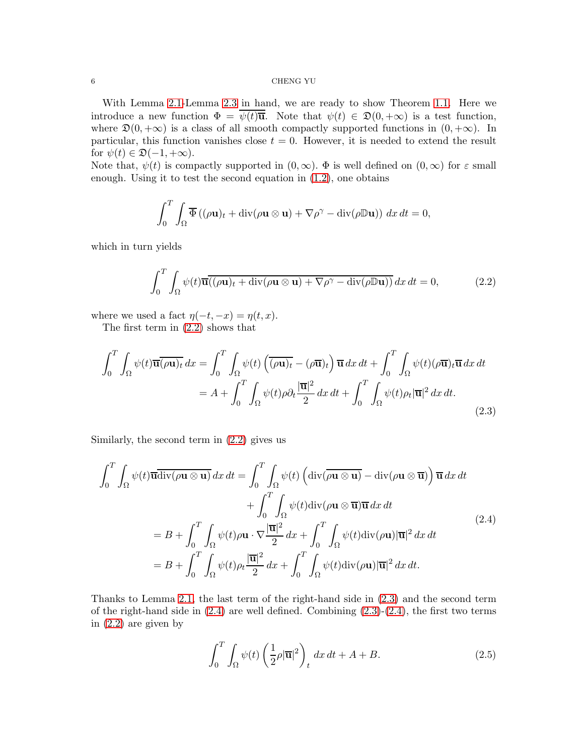With Lemma 2.1-Lemma 2.3 in hand, we are ready to show Theorem 1.1. Here we introduce a new function $\Phi = \overline{\psi(t)\overline{\mathbf{u}}}$. Note that $\psi(t) \in \mathfrak{D}(0, +\infty)$ is a test function, where $\mathfrak{D}(0, +\infty)$ is a class of all smooth compactly supported functions in $(0, +\infty)$. In particular, this function vanishes close $t = 0$. However, it is needed to extend the result for $\psi(t) \in \mathfrak{D}(-1, +\infty)$.
Note that, $\psi(t)$ is compactly supported in $(0, \infty)$. $\Phi$ is well defined on $(0, \infty)$ for $\varepsilon$ small enough. Using it to test the second equation in (1.2), one obtains

$$\int_0^T \int_\Omega \overline{\Phi} \left( (\rho \mathbf{u})_t + \operatorname{div}(\rho \mathbf{u} \otimes \mathbf{u}) + \nabla \rho^\gamma - \operatorname{div}(\rho \mathbb{D}\mathbf{u}) \right) dx\, dt = 0,$$

which in turn yields

$$\int_0^T \int_\Omega \psi(t) \overline{\mathbf{u}} \overline{((\rho \mathbf{u})_t + \operatorname{div}(\rho \mathbf{u} \otimes \mathbf{u}) + \nabla \rho^\gamma - \operatorname{div}(\rho \mathbb{D}\mathbf{u}))}\, dx\, dt = 0, \tag{2.2}$$

where we used a fact $\eta(-t, -x) = \eta(t, x)$.

The first term in (2.2) shows that

$$\begin{aligned}
\int_0^T \int_\Omega \psi(t) \overline{\mathbf{u}} \overline{(\rho \mathbf{u})_t}\, dx &= \int_0^T \int_\Omega \psi(t) \left( \overline{(\rho \mathbf{u})_t} - (\rho \overline{\mathbf{u}})_t \right) \overline{\mathbf{u}}\, dx\, dt + \int_0^T \int_\Omega \psi(t) (\rho \overline{\mathbf{u}})_t \overline{\mathbf{u}}\, dx\, dt \\
&= A + \int_0^T \int_\Omega \psi(t) \rho \partial_t \frac{|\overline{\mathbf{u}}|^2}{2}\, dx\, dt + \int_0^T \int_\Omega \psi(t) \rho_t |\overline{\mathbf{u}}|^2\, dx\, dt.
\end{aligned} \tag{2.3}$$

Similarly, the second term in (2.2) gives us

$$\begin{aligned}
\int_0^T \int_\Omega \psi(t) \overline{\mathbf{u}} \overline{\operatorname{div}(\rho \mathbf{u} \otimes \mathbf{u})}\, dx\, dt &= \int_0^T \int_\Omega \psi(t) \left( \operatorname{div}(\overline{\rho \mathbf{u} \otimes \mathbf{u}}) - \operatorname{div}(\rho \mathbf{u} \otimes \overline{\mathbf{u}}) \right) \overline{\mathbf{u}}\, dx\, dt \\
&\quad + \int_0^T \int_\Omega \psi(t) \operatorname{div}(\rho \mathbf{u} \otimes \overline{\mathbf{u}}) \overline{\mathbf{u}}\, dx\, dt \\
&= B + \int_0^T \int_\Omega \psi(t) \rho \mathbf{u} \cdot \nabla \frac{|\overline{\mathbf{u}}|^2}{2}\, dx + \int_0^T \int_\Omega \psi(t) \operatorname{div}(\rho \mathbf{u}) |\overline{\mathbf{u}}|^2\, dx\, dt \\
&= B + \int_0^T \int_\Omega \psi(t) \rho_t \frac{|\overline{\mathbf{u}}|^2}{2}\, dx + \int_0^T \int_\Omega \psi(t) \operatorname{div}(\rho \mathbf{u}) |\overline{\mathbf{u}}|^2\, dx\, dt.
\end{aligned} \tag{2.4}$$

Thanks to Lemma 2.1, the last term of the right-hand side in (2.3) and the second term of the right-hand side in (2.4) are well defined. Combining (2.3)-(2.4), the first two terms in (2.2) are given by

$$\int_0^T \int_\Omega \psi(t) \left( \frac{1}{2} \rho |\overline{\mathbf{u}}|^2 \right)_t\, dx\, dt + A + B. \tag{2.5}$$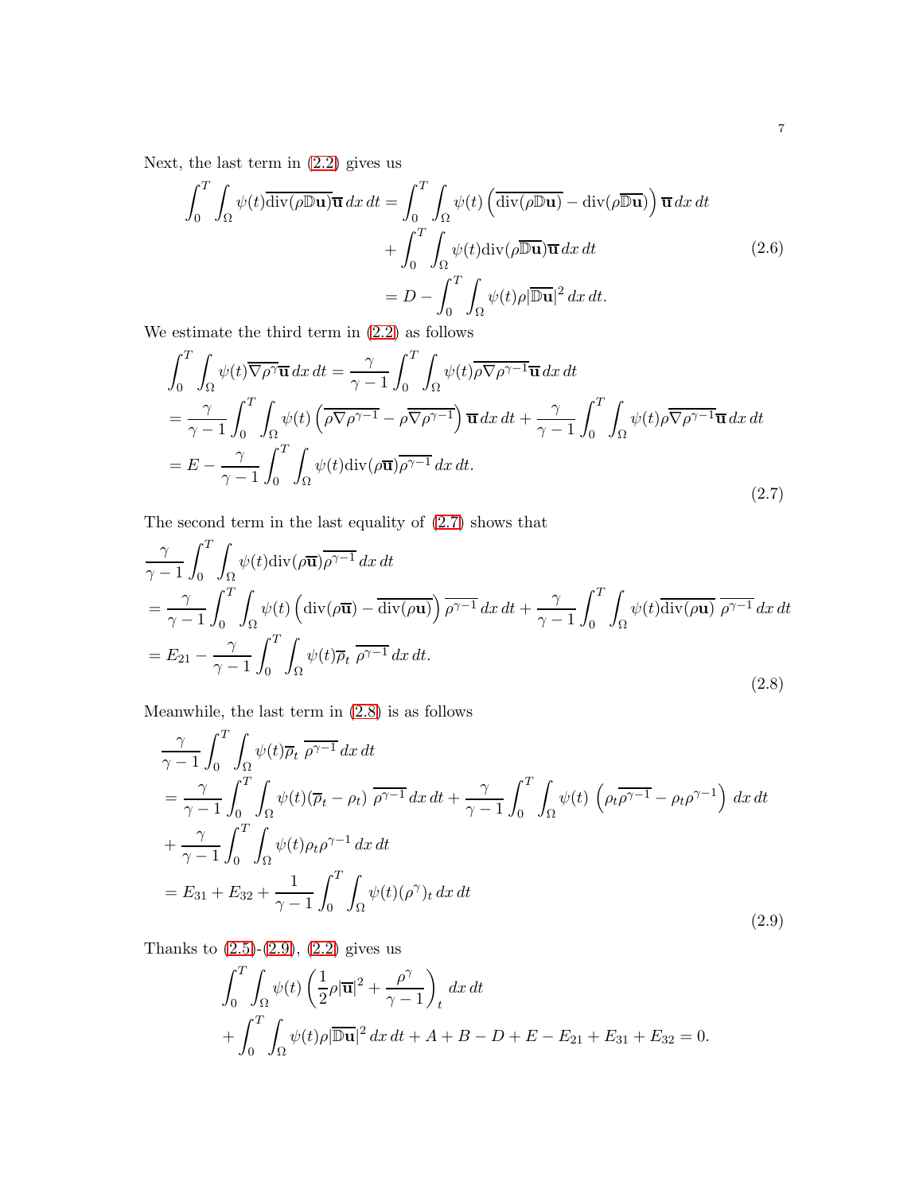Next, the last term in (2.2) gives us

$$
\begin{aligned}
\int_0^T\int_\Omega \psi(t)\overline{\operatorname{div}(\rho\mathbb{D}\mathbf{u})}\overline{\mathbf{u}}\,dx\,dt &= \int_0^T\int_\Omega \psi(t)\left(\overline{\operatorname{div}(\rho\mathbb{D}\mathbf{u})} - \operatorname{div}(\rho\overline{\mathbb{D}\mathbf{u}})\right)\overline{\mathbf{u}}\,dx\,dt \\
&\quad + \int_0^T\int_\Omega \psi(t)\operatorname{div}(\rho\overline{\mathbb{D}\mathbf{u}})\overline{\mathbf{u}}\,dx\,dt \\
&= D - \int_0^T\int_\Omega \psi(t)\rho|\overline{\mathbb{D}\mathbf{u}}|^2\,dx\,dt.
\end{aligned}
\tag{2.6}
$$

We estimate the third term in (2.2) as follows

$$
\begin{aligned}
&\int_0^T\int_\Omega \psi(t)\overline{\nabla\rho^\gamma}\overline{\mathbf{u}}\,dx\,dt = \frac{\gamma}{\gamma-1}\int_0^T\int_\Omega \psi(t)\overline{\rho\nabla\rho^{\gamma-1}}\overline{\mathbf{u}}\,dx\,dt \\
&= \frac{\gamma}{\gamma-1}\int_0^T\int_\Omega \psi(t)\left(\overline{\rho\nabla\rho^{\gamma-1}} - \rho\overline{\nabla\rho^{\gamma-1}}\right)\overline{\mathbf{u}}\,dx\,dt + \frac{\gamma}{\gamma-1}\int_0^T\int_\Omega \psi(t)\rho\overline{\nabla\rho^{\gamma-1}}\overline{\mathbf{u}}\,dx\,dt \\
&= E - \frac{\gamma}{\gamma-1}\int_0^T\int_\Omega \psi(t)\operatorname{div}(\rho\overline{\mathbf{u}})\overline{\rho^{\gamma-1}}\,dx\,dt.
\end{aligned}
\tag{2.7}
$$

The second term in the last equality of (2.7) shows that

$$
\begin{aligned}
&\frac{\gamma}{\gamma-1}\int_0^T\int_\Omega \psi(t)\operatorname{div}(\rho\overline{\mathbf{u}})\overline{\rho^{\gamma-1}}\,dx\,dt \\
&= \frac{\gamma}{\gamma-1}\int_0^T\int_\Omega \psi(t)\left(\operatorname{div}(\rho\overline{\mathbf{u}}) - \overline{\operatorname{div}(\rho\mathbf{u})}\right)\overline{\rho^{\gamma-1}}\,dx\,dt + \frac{\gamma}{\gamma-1}\int_0^T\int_\Omega \psi(t)\overline{\operatorname{div}(\rho\mathbf{u})}\;\overline{\rho^{\gamma-1}}\,dx\,dt \\
&= E_{21} - \frac{\gamma}{\gamma-1}\int_0^T\int_\Omega \psi(t)\overline{\rho}_t\;\overline{\rho^{\gamma-1}}\,dx\,dt.
\end{aligned}
\tag{2.8}
$$

Meanwhile, the last term in (2.8) is as follows

$$
\begin{aligned}
&\frac{\gamma}{\gamma-1}\int_0^T\int_\Omega \psi(t)\overline{\rho}_t\;\overline{\rho^{\gamma-1}}\,dx\,dt \\
&= \frac{\gamma}{\gamma-1}\int_0^T\int_\Omega \psi(t)(\overline{\rho}_t - \rho_t)\;\overline{\rho^{\gamma-1}}\,dx\,dt + \frac{\gamma}{\gamma-1}\int_0^T\int_\Omega \psi(t)\left(\rho_t\overline{\rho^{\gamma-1}} - \rho_t\rho^{\gamma-1}\right)dx\,dt \\
&+ \frac{\gamma}{\gamma-1}\int_0^T\int_\Omega \psi(t)\rho_t\rho^{\gamma-1}\,dx\,dt \\
&= E_{31} + E_{32} + \frac{1}{\gamma-1}\int_0^T\int_\Omega \psi(t)(\rho^\gamma)_t\,dx\,dt
\end{aligned}
\tag{2.9}
$$

Thanks to (2.5)-(2.9), (2.2) gives us

$$
\begin{aligned}
&\int_0^T\int_\Omega \psi(t)\left(\frac{1}{2}\rho|\overline{\mathbf{u}}|^2 + \frac{\rho^\gamma}{\gamma-1}\right)_t\,dx\,dt \\
&+ \int_0^T\int_\Omega \psi(t)\rho|\overline{\mathbb{D}\mathbf{u}}|^2\,dx\,dt + A + B - D + E - E_{21} + E_{31} + E_{32} = 0.
\end{aligned}
$$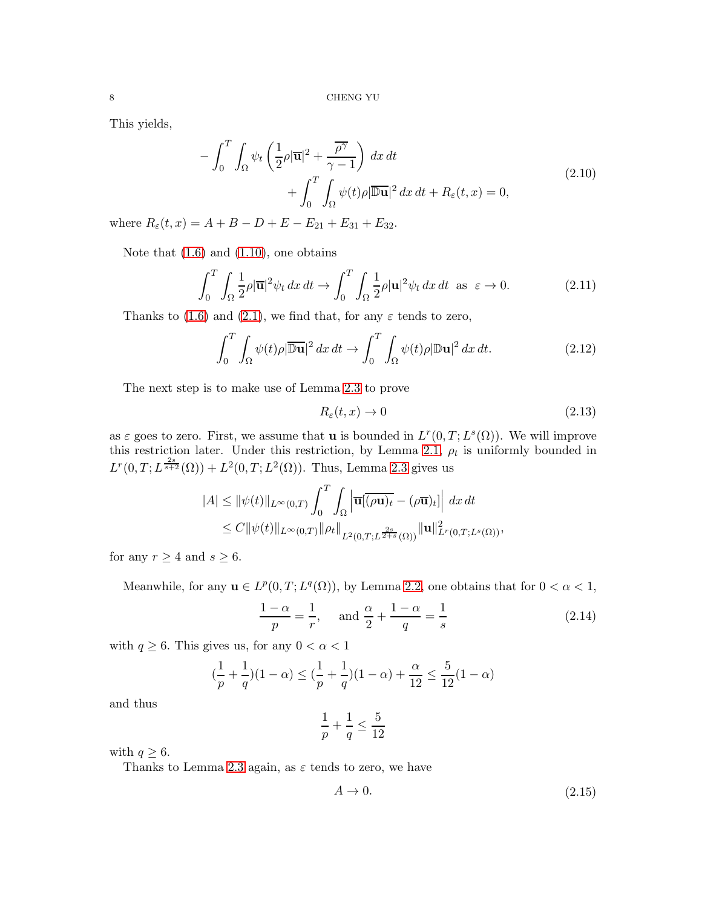This yields,

$$
\begin{aligned}
-\int_0^T \int_\Omega \psi_t \left( \frac{1}{2}\rho|\overline{\mathbf{u}}|^2 + \frac{\overline{\rho^\gamma}}{\gamma-1} \right)\, dx\, dt \\
+ \int_0^T \int_\Omega \psi(t)\rho|\overline{\mathbb{D}\mathbf{u}}|^2\, dx\, dt + R_\varepsilon(t,x) = 0,
\end{aligned}
\tag{2.10}
$$

where $R_\varepsilon(t,x) = A + B - D + E - E_{21} + E_{31} + E_{32}$.

Note that (1.6) and (1.10), one obtains

$$
\int_0^T \int_\Omega \frac{1}{2}\rho|\overline{\mathbf{u}}|^2 \psi_t\, dx\, dt \to \int_0^T \int_\Omega \frac{1}{2}\rho|\mathbf{u}|^2 \psi_t\, dx\, dt \;\text{ as }\; \varepsilon \to 0. \tag{2.11}
$$

Thanks to (1.6) and (2.1), we find that, for any $\varepsilon$ tends to zero,

$$
\int_0^T \int_\Omega \psi(t)\rho|\overline{\mathbb{D}\mathbf{u}}|^2\, dx\, dt \to \int_0^T \int_\Omega \psi(t)\rho|\mathbb{D}\mathbf{u}|^2\, dx\, dt. \tag{2.12}
$$

The next step is to make use of Lemma 2.3 to prove

$$
R_\varepsilon(t,x) \to 0 \tag{2.13}
$$

as $\varepsilon$ goes to zero. First, we assume that $\mathbf{u}$ is bounded in $L^r(0,T;L^s(\Omega))$. We will improve this restriction later. Under this restriction, by Lemma 2.1, $\rho_t$ is uniformly bounded in $L^r(0,T;L^{\frac{2s}{s+2}}(\Omega)) + L^2(0,T;L^2(\Omega))$. Thus, Lemma 2.3 gives us

$$
\begin{aligned}
|A| &\le \|\psi(t)\|_{L^\infty(0,T)} \int_0^T \int_\Omega \left| \overline{\mathbf{u}}[\overline{(\rho\mathbf{u})_t} - (\rho\overline{\mathbf{u}})_t] \right|\, dx\, dt \\
&\le C\|\psi(t)\|_{L^\infty(0,T)} \|\rho_t\|_{L^2(0,T;L^{\frac{2s}{2+s}}(\Omega))} \|\mathbf{u}\|^2_{L^r(0,T;L^s(\Omega))},
\end{aligned}
$$

for any $r \ge 4$ and $s \ge 6$.

Meanwhile, for any $\mathbf{u} \in L^p(0,T;L^q(\Omega))$, by Lemma 2.2, one obtains that for $0 < \alpha < 1$,

$$
\frac{1-\alpha}{p} = \frac{1}{r}, \quad \text{ and } \frac{\alpha}{2} + \frac{1-\alpha}{q} = \frac{1}{s} \tag{2.14}
$$

with $q \ge 6$. This gives us, for any $0 < \alpha < 1$

$$
(\frac{1}{p} + \frac{1}{q})(1-\alpha) \le (\frac{1}{p} + \frac{1}{q})(1-\alpha) + \frac{\alpha}{12} \le \frac{5}{12}(1-\alpha)
$$

and thus

$$
\frac{1}{p} + \frac{1}{q} \le \frac{5}{12}
$$

with $q \ge 6$.

Thanks to Lemma 2.3 again, as $\varepsilon$ tends to zero, we have

$$
A \to 0. \tag{2.15}
$$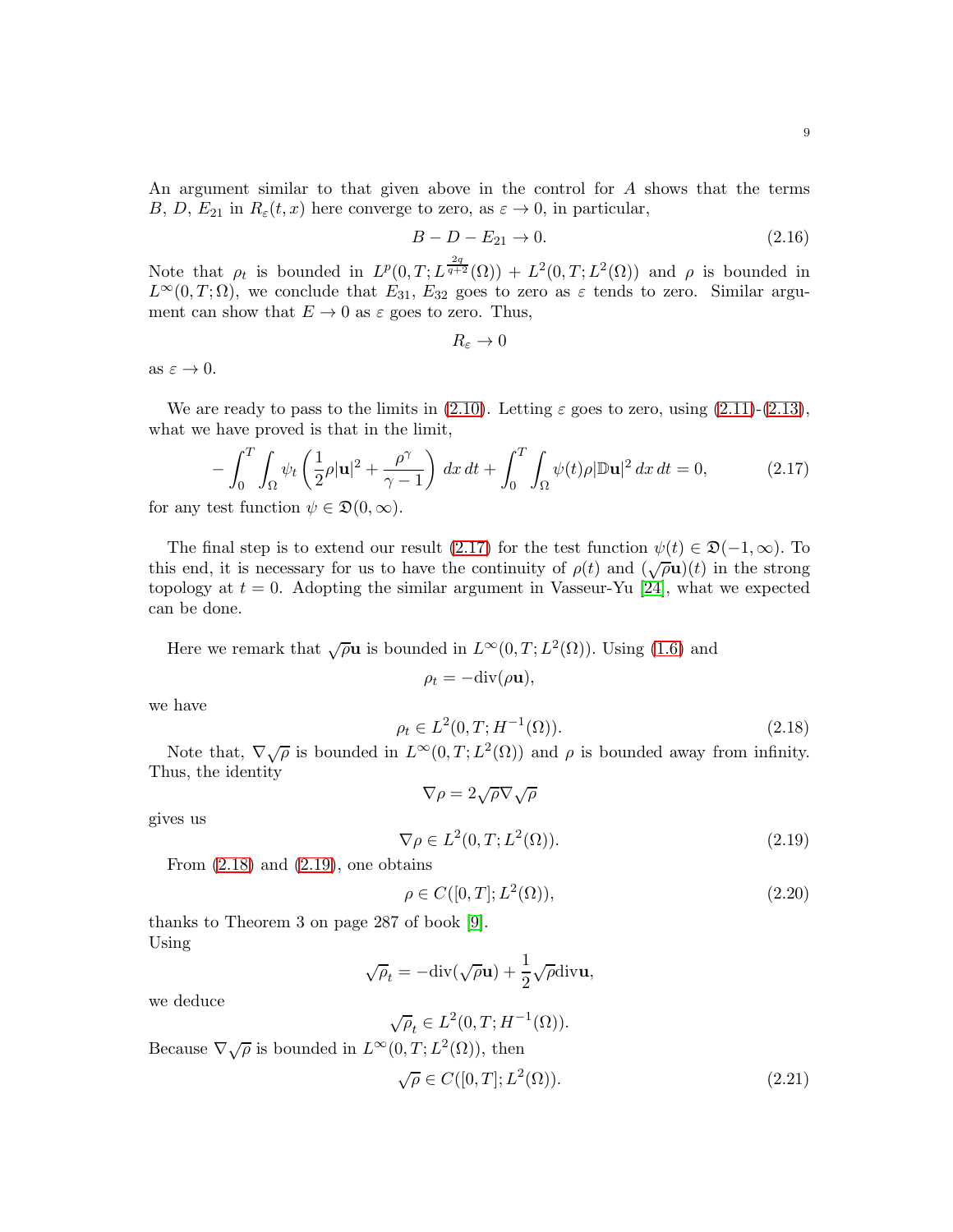An argument similar to that given above in the control for $A$ shows that the terms $B$, $D$, $E_{21}$ in $R_\varepsilon(t,x)$ here converge to zero, as $\varepsilon \to 0$, in particular,

$$B - D - E_{21} \to 0. \tag{2.16}$$

Note that $\rho_t$ is bounded in $L^p(0,T;L^{\frac{2q}{q+2}}(\Omega)) + L^2(0,T;L^2(\Omega))$ and $\rho$ is bounded in $L^\infty(0,T;\Omega)$, we conclude that $E_{31}$, $E_{32}$ goes to zero as $\varepsilon$ tends to zero. Similar argument can show that $E \to 0$ as $\varepsilon$ goes to zero. Thus,

$$R_\varepsilon \to 0$$

as $\varepsilon \to 0$.

We are ready to pass to the limits in (2.10). Letting $\varepsilon$ goes to zero, using (2.11)-(2.13), what we have proved is that in the limit,

$$-\int_0^T \int_\Omega \psi_t \left( \frac{1}{2}\rho|\mathbf{u}|^2 + \frac{\rho^\gamma}{\gamma - 1} \right) dx\,dt + \int_0^T \int_\Omega \psi(t)\rho|\mathbb{D}\mathbf{u}|^2\,dx\,dt = 0, \tag{2.17}$$

for any test function $\psi \in \mathfrak{D}(0,\infty)$.

The final step is to extend our result (2.17) for the test function $\psi(t) \in \mathfrak{D}(-1,\infty)$. To this end, it is necessary for us to have the continuity of $\rho(t)$ and $(\sqrt{\rho}\mathbf{u})(t)$ in the strong topology at $t = 0$. Adopting the similar argument in Vasseur-Yu [24], what we expected can be done.

Here we remark that $\sqrt{\rho}\mathbf{u}$ is bounded in $L^\infty(0,T;L^2(\Omega))$. Using (1.6) and

$$\rho_t = -\mathrm{div}(\rho\mathbf{u}),$$

we have

$$\rho_t \in L^2(0,T;H^{-1}(\Omega)). \tag{2.18}$$

Note that, $\nabla\sqrt{\rho}$ is bounded in $L^\infty(0,T;L^2(\Omega))$ and $\rho$ is bounded away from infinity. Thus, the identity

$$\nabla\rho = 2\sqrt{\rho}\nabla\sqrt{\rho}$$

gives us

$$\nabla\rho \in L^2(0,T;L^2(\Omega)). \tag{2.19}$$

From (2.18) and (2.19), one obtains

$$\rho \in C([0,T];L^2(\Omega)), \tag{2.20}$$

thanks to Theorem 3 on page 287 of book [9].
Using

$$\sqrt{\rho}_t = -\mathrm{div}(\sqrt{\rho}\mathbf{u}) + \frac{1}{2}\sqrt{\rho}\mathrm{div}\mathbf{u},$$

we deduce

$$\sqrt{\rho}_t \in L^2(0,T;H^{-1}(\Omega)).$$

Because $\nabla\sqrt{\rho}$ is bounded in $L^\infty(0,T;L^2(\Omega))$, then

$$\sqrt{\rho} \in C([0,T];L^2(\Omega)). \tag{2.21}$$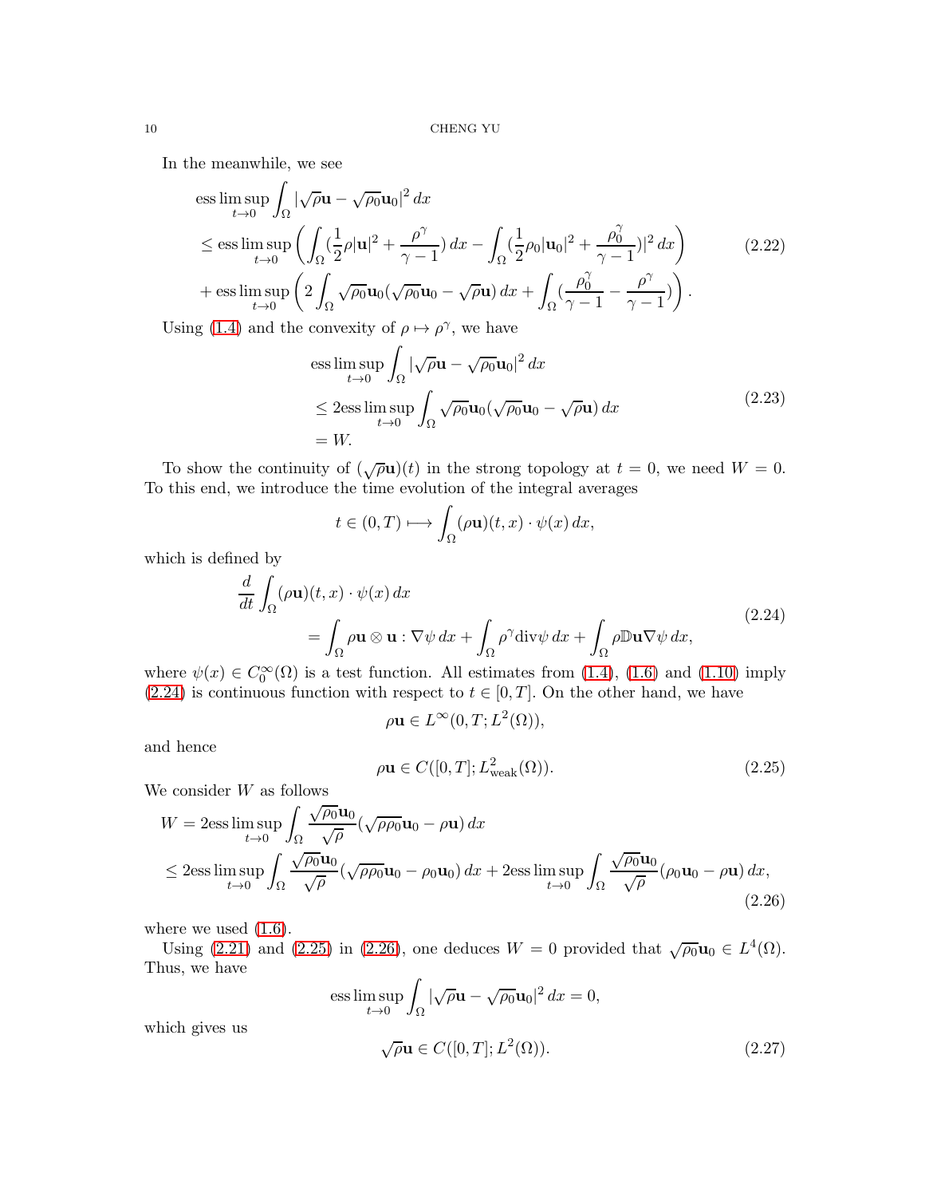In the meanwhile, we see

$$
\begin{aligned}
&\operatorname{ess}\limsup_{t\to 0}\int_\Omega |\sqrt{\rho}\mathbf{u}-\sqrt{\rho_0}\mathbf{u}_0|^2\,dx\\
&\le \operatorname{ess}\limsup_{t\to 0}\left(\int_\Omega (\frac{1}{2}\rho|\mathbf{u}|^2+\frac{\rho^\gamma}{\gamma-1})\,dx-\int_\Omega (\frac{1}{2}\rho_0|\mathbf{u}_0|^2+\frac{\rho_0^\gamma}{\gamma-1})|^2\,dx\right)\\
&+\operatorname{ess}\limsup_{t\to 0}\left(2\int_\Omega \sqrt{\rho_0}\mathbf{u}_0(\sqrt{\rho_0}\mathbf{u}_0-\sqrt{\rho}\mathbf{u})\,dx+\int_\Omega (\frac{\rho_0^\gamma}{\gamma-1}-\frac{\rho^\gamma}{\gamma-1})\right).
\end{aligned}
\tag{2.22}
$$

Using (1.4) and the convexity of $\rho\mapsto\rho^\gamma$, we have

$$
\begin{aligned}
&\operatorname{ess}\limsup_{t\to 0}\int_\Omega |\sqrt{\rho}\mathbf{u}-\sqrt{\rho_0}\mathbf{u}_0|^2\,dx\\
&\le 2\operatorname{ess}\limsup_{t\to 0}\int_\Omega \sqrt{\rho_0}\mathbf{u}_0(\sqrt{\rho_0}\mathbf{u}_0-\sqrt{\rho}\mathbf{u})\,dx\\
&=W.
\end{aligned}
\tag{2.23}
$$

To show the continuity of $(\sqrt{\rho}\mathbf{u})(t)$ in the strong topology at $t=0$, we need $W=0$. To this end, we introduce the time evolution of the integral averages

$$
t\in(0,T)\longmapsto \int_\Omega (\rho\mathbf{u})(t,x)\cdot\psi(x)\,dx,
$$

which is defined by

$$
\begin{aligned}
&\frac{d}{dt}\int_\Omega (\rho\mathbf{u})(t,x)\cdot\psi(x)\,dx\\
&\qquad=\int_\Omega \rho\mathbf{u}\otimes\mathbf{u}:\nabla\psi\,dx+\int_\Omega \rho^\gamma \operatorname{div}\psi\,dx+\int_\Omega \rho\mathbb{D}\mathbf{u}\nabla\psi\,dx,
\end{aligned}
\tag{2.24}
$$

where $\psi(x)\in C_0^\infty(\Omega)$ is a test function. All estimates from (1.4), (1.6) and (1.10) imply (2.24) is continuous function with respect to $t\in[0,T]$. On the other hand, we have

$$
\rho\mathbf{u}\in L^\infty(0,T;L^2(\Omega)),
$$

and hence

$$
\rho\mathbf{u}\in C([0,T];L^2_{\text{weak}}(\Omega)).
\tag{2.25}
$$

We consider $W$ as follows

$$
\begin{aligned}
W&=2\operatorname{ess}\limsup_{t\to 0}\int_\Omega \frac{\sqrt{\rho_0}\mathbf{u}_0}{\sqrt{\rho}}(\sqrt{\rho\rho_0}\mathbf{u}_0-\rho\mathbf{u})\,dx\\
&\le 2\operatorname{ess}\limsup_{t\to 0}\int_\Omega \frac{\sqrt{\rho_0}\mathbf{u}_0}{\sqrt{\rho}}(\sqrt{\rho\rho_0}\mathbf{u}_0-\rho_0\mathbf{u}_0)\,dx+2\operatorname{ess}\limsup_{t\to 0}\int_\Omega \frac{\sqrt{\rho_0}\mathbf{u}_0}{\sqrt{\rho}}(\rho_0\mathbf{u}_0-\rho\mathbf{u})\,dx,
\end{aligned}
\tag{2.26}
$$

where we used (1.6).

Using (2.21) and (2.25) in (2.26), one deduces $W=0$ provided that $\sqrt{\rho_0}\mathbf{u}_0\in L^4(\Omega)$. Thus, we have

$$
\operatorname{ess}\limsup_{t\to 0}\int_\Omega |\sqrt{\rho}\mathbf{u}-\sqrt{\rho_0}\mathbf{u}_0|^2\,dx=0,
$$

which gives us

$$
\sqrt{\rho}\mathbf{u}\in C([0,T];L^2(\Omega)).
\tag{2.27}
$$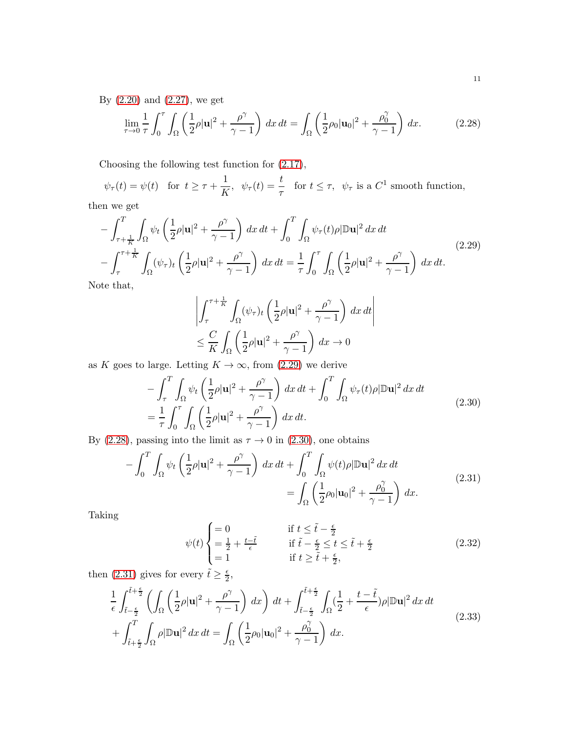By (2.20) and (2.27), we get

$$\lim_{\tau\to 0}\frac{1}{\tau}\int_0^\tau\int_\Omega\left(\frac{1}{2}\rho|\mathbf{u}|^2+\frac{\rho^\gamma}{\gamma-1}\right)\,dx\,dt=\int_\Omega\left(\frac{1}{2}\rho_0|\mathbf{u}_0|^2+\frac{\rho_0^\gamma}{\gamma-1}\right)\,dx. \tag{2.28}$$

Choosing the following test function for (2.17),

$$\psi_\tau(t)=\psi(t)\quad\text{for }\ t\geq\tau+\frac{1}{K},\ \ \psi_\tau(t)=\frac{t}{\tau}\quad\text{for }t\leq\tau,\ \ \psi_\tau\text{ is a }C^1\text{ smooth function,}$$

then we get

$$\begin{aligned}
&-\int_{\tau+\frac{1}{K}}^T\int_\Omega\psi_t\left(\frac{1}{2}\rho|\mathbf{u}|^2+\frac{\rho^\gamma}{\gamma-1}\right)\,dx\,dt+\int_0^T\int_\Omega\psi_\tau(t)\rho|\mathbb{D}\mathbf{u}|^2\,dx\,dt\\
&-\int_\tau^{\tau+\frac{1}{K}}\int_\Omega(\psi_\tau)_t\left(\frac{1}{2}\rho|\mathbf{u}|^2+\frac{\rho^\gamma}{\gamma-1}\right)\,dx\,dt=\frac{1}{\tau}\int_0^\tau\int_\Omega\left(\frac{1}{2}\rho|\mathbf{u}|^2+\frac{\rho^\gamma}{\gamma-1}\right)\,dx\,dt.
\end{aligned}\tag{2.29}$$

Note that,

$$\begin{aligned}
&\left|\int_\tau^{\tau+\frac{1}{K}}\int_\Omega(\psi_\tau)_t\left(\frac{1}{2}\rho|\mathbf{u}|^2+\frac{\rho^\gamma}{\gamma-1}\right)\,dx\,dt\right|\\
&\leq\frac{C}{K}\int_\Omega\left(\frac{1}{2}\rho|\mathbf{u}|^2+\frac{\rho^\gamma}{\gamma-1}\right)\,dx\to 0
\end{aligned}$$

as $K$ goes to large. Letting $K\to\infty$, from (2.29) we derive

$$\begin{aligned}
&-\int_\tau^T\int_\Omega\psi_t\left(\frac{1}{2}\rho|\mathbf{u}|^2+\frac{\rho^\gamma}{\gamma-1}\right)\,dx\,dt+\int_0^T\int_\Omega\psi_\tau(t)\rho|\mathbb{D}\mathbf{u}|^2\,dx\,dt\\
&=\frac{1}{\tau}\int_0^\tau\int_\Omega\left(\frac{1}{2}\rho|\mathbf{u}|^2+\frac{\rho^\gamma}{\gamma-1}\right)\,dx\,dt.
\end{aligned}\tag{2.30}$$

By (2.28), passing into the limit as $\tau\to 0$ in (2.30), one obtains

$$\begin{aligned}
-\int_0^T\int_\Omega\psi_t\left(\frac{1}{2}\rho|\mathbf{u}|^2+\frac{\rho^\gamma}{\gamma-1}\right)\,dx\,dt&+\int_0^T\int_\Omega\psi(t)\rho|\mathbb{D}\mathbf{u}|^2\,dx\,dt\\
&=\int_\Omega\left(\frac{1}{2}\rho_0|\mathbf{u}_0|^2+\frac{\rho_0^\gamma}{\gamma-1}\right)\,dx.
\end{aligned}\tag{2.31}$$

Taking

$$\psi(t)\begin{cases}=0 & \text{if } t\leq\tilde{t}-\frac{\epsilon}{2}\\ =\frac{1}{2}+\frac{t-\tilde{t}}{\epsilon} & \text{if } \tilde{t}-\frac{\epsilon}{2}\leq t\leq\tilde{t}+\frac{\epsilon}{2}\\ =1 & \text{if } t\geq\tilde{t}+\frac{\epsilon}{2},\end{cases}\tag{2.32}$$

then (2.31) gives for every $\tilde{t}\geq\frac{\epsilon}{2}$,

$$\begin{aligned}
&\frac{1}{\epsilon}\int_{\tilde{t}-\frac{\epsilon}{2}}^{\tilde{t}+\frac{\epsilon}{2}}\left(\int_\Omega\left(\frac{1}{2}\rho|\mathbf{u}|^2+\frac{\rho^\gamma}{\gamma-1}\right)\,dx\right)\,dt+\int_{\tilde{t}-\frac{\epsilon}{2}}^{\tilde{t}+\frac{\epsilon}{2}}\int_\Omega(\frac{1}{2}+\frac{t-\tilde{t}}{\epsilon})\rho|\mathbb{D}\mathbf{u}|^2\,dx\,dt\\
&+\int_{\tilde{t}+\frac{\epsilon}{2}}^T\int_\Omega\rho|\mathbb{D}\mathbf{u}|^2\,dx\,dt=\int_\Omega\left(\frac{1}{2}\rho_0|\mathbf{u}_0|^2+\frac{\rho_0^\gamma}{\gamma-1}\right)\,dx.
\end{aligned}\tag{2.33}$$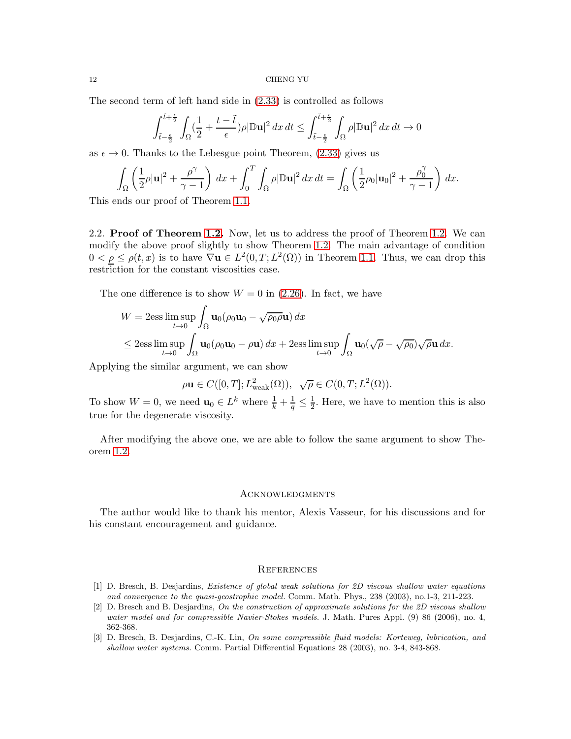The second term of left hand side in (2.33) is controlled as follows

$$\int_{\tilde{t}-\frac{\epsilon}{2}}^{\tilde{t}+\frac{\epsilon}{2}} \int_\Omega (\frac{1}{2} + \frac{t-\tilde{t}}{\epsilon})\rho|\mathbb{D}\mathbf{u}|^2\,dx\,dt \leq \int_{\tilde{t}-\frac{\epsilon}{2}}^{\tilde{t}+\frac{\epsilon}{2}} \int_\Omega \rho|\mathbb{D}\mathbf{u}|^2\,dx\,dt \to 0$$

as $\epsilon \to 0$. Thanks to the Lebesgue point Theorem, (2.33) gives us

$$\int_\Omega \left(\frac{1}{2}\rho|\mathbf{u}|^2 + \frac{\rho^\gamma}{\gamma-1}\right)\,dx + \int_0^T \int_\Omega \rho|\mathbb{D}\mathbf{u}|^2\,dx\,dt = \int_\Omega \left(\frac{1}{2}\rho_0|\mathbf{u}_0|^2 + \frac{\rho_0^\gamma}{\gamma-1}\right)\,dx.$$

This ends our proof of Theorem 1.1.

2.2. **Proof of Theorem 1.2.** Now, let us to address the proof of Theorem 1.2. We can modify the above proof slightly to show Theorem 1.2. The main advantage of condition $0 < \underline{\rho} \leq \rho(t,x)$ is to have $\nabla\mathbf{u} \in L^2(0,T;L^2(\Omega))$ in Theorem 1.1. Thus, we can drop this restriction for the constant viscosities case.

The one difference is to show $W = 0$ in (2.26). In fact, we have

$$\begin{aligned}
W &= 2\operatorname{ess}\limsup_{t\to 0} \int_\Omega \mathbf{u}_0(\rho_0\mathbf{u}_0 - \sqrt{\rho_0\rho}\mathbf{u})\,dx \\
&\leq 2\operatorname{ess}\limsup_{t\to 0} \int_\Omega \mathbf{u}_0(\rho_0\mathbf{u}_0 - \rho\mathbf{u})\,dx + 2\operatorname{ess}\limsup_{t\to 0} \int_\Omega \mathbf{u}_0(\sqrt{\rho} - \sqrt{\rho_0})\sqrt{\rho}\mathbf{u}\,dx.
\end{aligned}$$

Applying the similar argument, we can show

$$\rho\mathbf{u} \in C([0,T];L^2_{\text{weak}}(\Omega)), \quad \sqrt{\rho} \in C(0,T;L^2(\Omega)).$$

To show $W = 0$, we need $\mathbf{u}_0 \in L^k$ where $\frac{1}{k} + \frac{1}{q} \leq \frac{1}{2}$. Here, we have to mention this is also true for the degenerate viscosity.

After modifying the above one, we are able to follow the same argument to show Theorem 1.2.

## Acknowledgments

The author would like to thank his mentor, Alexis Vasseur, for his discussions and for his constant encouragement and guidance.

## References

[1] D. Bresch, B. Desjardins, *Existence of global weak solutions for 2D viscous shallow water equations and convergence to the quasi-geostrophic model.* Comm. Math. Phys., 238 (2003), no.1-3, 211-223.

[2] D. Bresch and B. Desjardins, *On the construction of approximate solutions for the 2D viscous shallow water model and for compressible Navier-Stokes models.* J. Math. Pures Appl. (9) 86 (2006), no. 4, 362-368.

[3] D. Bresch, B. Desjardins, C.-K. Lin, *On some compressible fluid models: Korteweg, lubrication, and shallow water systems.* Comm. Partial Differential Equations 28 (2003), no. 3-4, 843-868.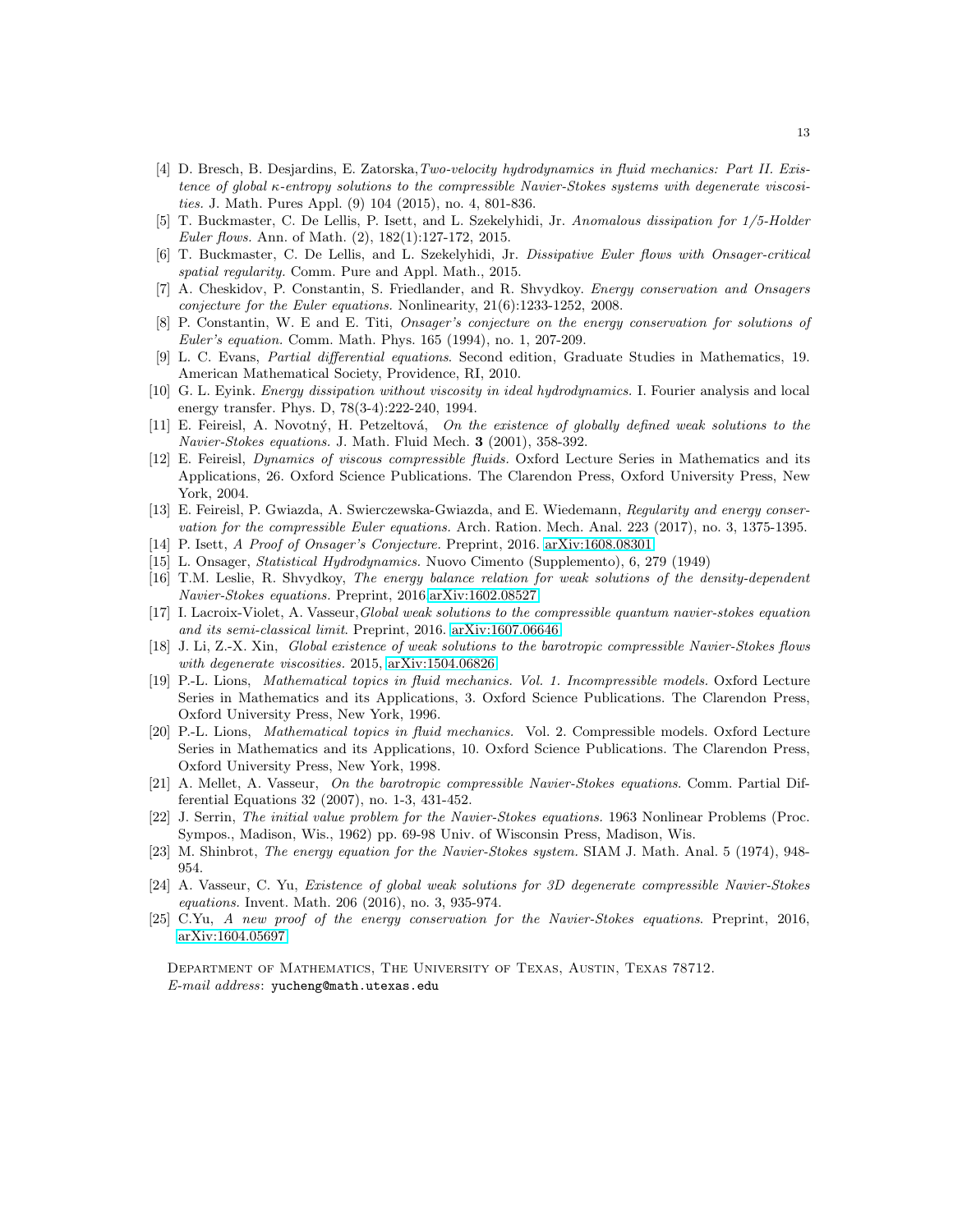[4] D. Bresch, B. Desjardins, E. Zatorska, *Two-velocity hydrodynamics in fluid mechanics: Part II. Existence of global $\kappa$-entropy solutions to the compressible Navier-Stokes systems with degenerate viscosities.* J. Math. Pures Appl. (9) 104 (2015), no. 4, 801-836.

[5] T. Buckmaster, C. De Lellis, P. Isett, and L. Szekelyhidi, Jr. *Anomalous dissipation for 1/5-Holder Euler flows.* Ann. of Math. (2), 182(1):127-172, 2015.

[6] T. Buckmaster, C. De Lellis, and L. Szekelyhidi, Jr. *Dissipative Euler flows with Onsager-critical spatial regularity.* Comm. Pure and Appl. Math., 2015.

[7] A. Cheskidov, P. Constantin, S. Friedlander, and R. Shvydkoy. *Energy conservation and Onsagers conjecture for the Euler equations.* Nonlinearity, 21(6):1233-1252, 2008.

[8] P. Constantin, W. E and E. Titi, *Onsager's conjecture on the energy conservation for solutions of Euler's equation.* Comm. Math. Phys. 165 (1994), no. 1, 207-209.

[9] L. C. Evans, *Partial differential equations*. Second edition, Graduate Studies in Mathematics, 19. American Mathematical Society, Providence, RI, 2010.

[10] G. L. Eyink. *Energy dissipation without viscosity in ideal hydrodynamics.* I. Fourier analysis and local energy transfer. Phys. D, 78(3-4):222-240, 1994.

[11] E. Feireisl, A. Novotný, H. Petzeltová, *On the existence of globally defined weak solutions to the Navier-Stokes equations.* J. Math. Fluid Mech. **3** (2001), 358-392.

[12] E. Feireisl, *Dynamics of viscous compressible fluids.* Oxford Lecture Series in Mathematics and its Applications, 26. Oxford Science Publications. The Clarendon Press, Oxford University Press, New York, 2004.

[13] E. Feireisl, P. Gwiazda, A. Swierczewska-Gwiazda, and E. Wiedemann, *Regularity and energy conservation for the compressible Euler equations.* Arch. Ration. Mech. Anal. 223 (2017), no. 3, 1375-1395.

[14] P. Isett, *A Proof of Onsager's Conjecture.* Preprint, 2016. arXiv:1608.08301

[15] L. Onsager, *Statistical Hydrodynamics.* Nuovo Cimento (Supplemento), 6, 279 (1949)

[16] T.M. Leslie, R. Shvydkoy, *The energy balance relation for weak solutions of the density-dependent Navier-Stokes equations.* Preprint, 2016 arXiv:1602.08527

[17] I. Lacroix-Violet, A. Vasseur, *Global weak solutions to the compressible quantum navier-stokes equation and its semi-classical limit*. Preprint, 2016. arXiv:1607.06646

[18] J. Li, Z.-X. Xin, *Global existence of weak solutions to the barotropic compressible Navier-Stokes flows with degenerate viscosities.* 2015, arXiv:1504.06826

[19] P.-L. Lions, *Mathematical topics in fluid mechanics. Vol. 1. Incompressible models.* Oxford Lecture Series in Mathematics and its Applications, 3. Oxford Science Publications. The Clarendon Press, Oxford University Press, New York, 1996.

[20] P.-L. Lions, *Mathematical topics in fluid mechanics.* Vol. 2. Compressible models. Oxford Lecture Series in Mathematics and its Applications, 10. Oxford Science Publications. The Clarendon Press, Oxford University Press, New York, 1998.

[21] A. Mellet, A. Vasseur, *On the barotropic compressible Navier-Stokes equations*. Comm. Partial Differential Equations 32 (2007), no. 1-3, 431-452.

[22] J. Serrin, *The initial value problem for the Navier-Stokes equations.* 1963 Nonlinear Problems (Proc. Sympos., Madison, Wis., 1962) pp. 69-98 Univ. of Wisconsin Press, Madison, Wis.

[23] M. Shinbrot, *The energy equation for the Navier-Stokes system.* SIAM J. Math. Anal. 5 (1974), 948-954.

[24] A. Vasseur, C. Yu, *Existence of global weak solutions for 3D degenerate compressible Navier-Stokes equations.* Invent. Math. 206 (2016), no. 3, 935-974.

[25] C.Yu, *A new proof of the energy conservation for the Navier-Stokes equations*. Preprint, 2016, arXiv:1604.05697

Department of Mathematics, The University of Texas, Austin, Texas 78712.
*E-mail address*: yucheng@math.utexas.edu